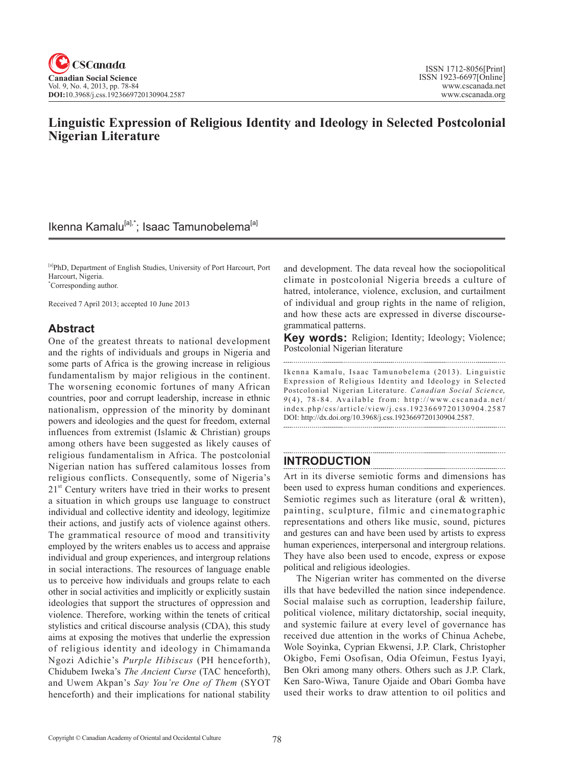# Linguistic Expression of Religious Identity and Ideology in Selected Postcolonial Nigerian Literature

Ikenna Kamalu[a],*; Isaac Tamunobelema[a]

[a]PhD, Department of English Studies, University of Port Harcourt, Port Harcourt, Nigeria.
*Corresponding author.

Received 7 April 2013; accepted 10 June 2013

## Abstract

One of the greatest threats to national development and the rights of individuals and groups in Nigeria and some parts of Africa is the growing increase in religious fundamentalism by major religious in the continent. The worsening economic fortunes of many African countries, poor and corrupt leadership, increase in ethnic nationalism, oppression of the minority by dominant powers and ideologies and the quest for freedom, external influences from extremist (Islamic & Christian) groups among others have been suggested as likely causes of religious fundamentalism in Africa. The postcolonial Nigerian nation has suffered calamitous losses from religious conflicts. Consequently, some of Nigeria's 21st Century writers have tried in their works to present a situation in which groups use language to construct individual and collective identity and ideology, legitimize their actions, and justify acts of violence against others. The grammatical resource of mood and transitivity employed by the writers enables us to access and appraise individual and group experiences, and intergroup relations in social interactions. The resources of language enable us to perceive how individuals and groups relate to each other in social activities and implicitly or explicitly sustain ideologies that support the structures of oppression and violence. Therefore, working within the tenets of critical stylistics and critical discourse analysis (CDA), this study aims at exposing the motives that underlie the expression of religious identity and ideology in Chimamanda Ngozi Adichie's *Purple Hibiscus* (PH henceforth), Chidubem Iweka's *The Ancient Curse* (TAC henceforth), and Uwem Akpan's *Say You're One of Them* (SYOT henceforth) and their implications for national stability and development. The data reveal how the sociopolitical climate in postcolonial Nigeria breeds a culture of hatred, intolerance, violence, exclusion, and curtailment of individual and group rights in the name of religion, and how these acts are expressed in diverse discourse-grammatical patterns.

**Key words:** Religion; Identity; Ideology; Violence; Postcolonial Nigerian literature

Ikenna Kamalu, Isaac Tamunobelema (2013). Linguistic Expression of Religious Identity and Ideology in Selected Postcolonial Nigerian Literature. *Canadian Social Science, 9*(4), 78-84. Available from: http://www.cscanada.net/index.php/css/article/view/j.css.1923669720130904.2587 DOI: http://dx.doi.org/10.3968/j.css.1923669720130904.2587.

## INTRODUCTION

Art in its diverse semiotic forms and dimensions has been used to express human conditions and experiences. Semiotic regimes such as literature (oral & written), painting, sculpture, filmic and cinematographic representations and others like music, sound, pictures and gestures can and have been used by artists to express human experiences, interpersonal and intergroup relations. They have also been used to encode, express or expose political and religious ideologies.

The Nigerian writer has commented on the diverse ills that have bedevilled the nation since independence. Social malaise such as corruption, leadership failure, political violence, military dictatorship, social inequity, and systemic failure at every level of governance has received due attention in the works of Chinua Achebe, Wole Soyinka, Cyprian Ekwensi, J.P. Clark, Christopher Okigbo, Femi Osofisan, Odia Ofeimun, Festus Iyayi, Ben Okri among many others. Others such as J.P. Clark, Ken Saro-Wiwa, Tanure Ojaide and Obari Gomba have used their works to draw attention to oil politics and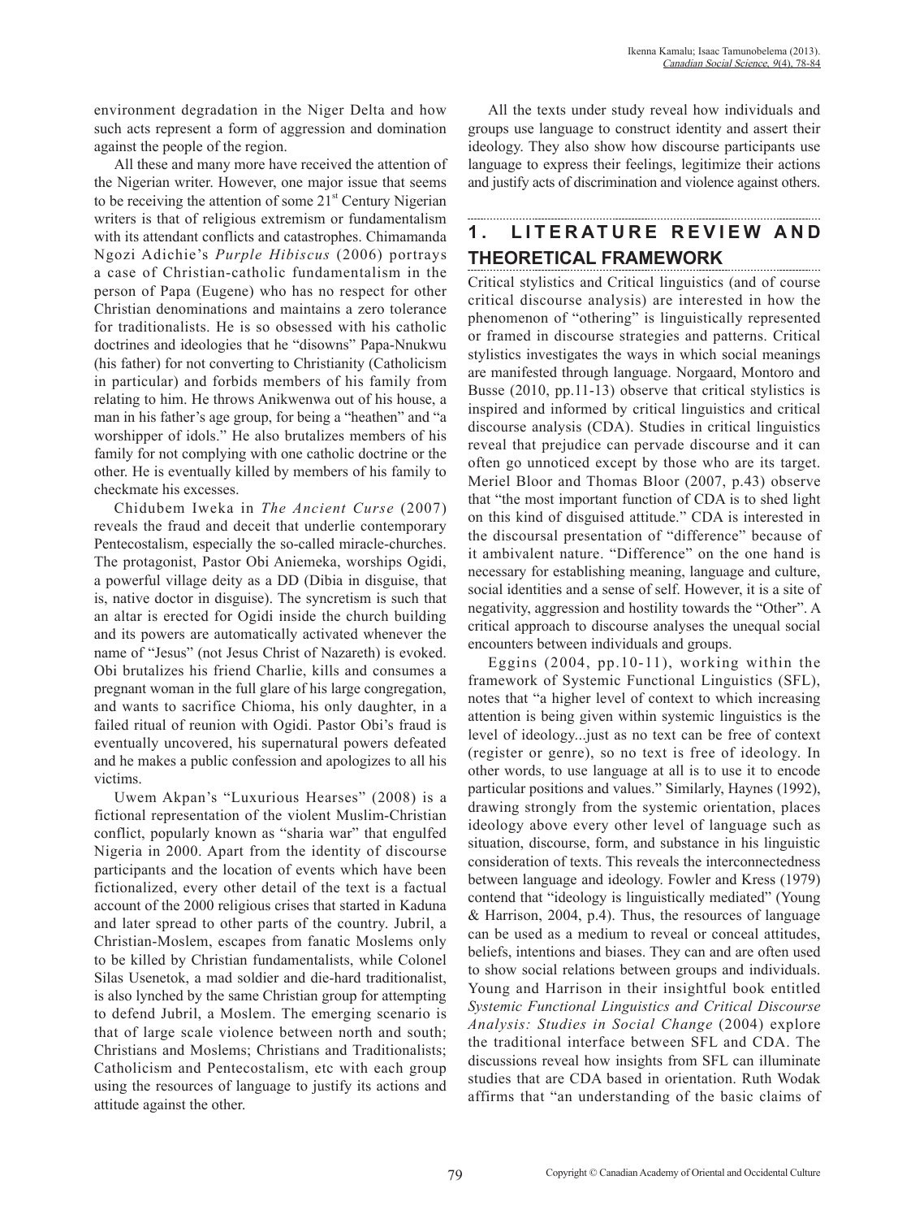environment degradation in the Niger Delta and how such acts represent a form of aggression and domination against the people of the region.

All these and many more have received the attention of the Nigerian writer. However, one major issue that seems to be receiving the attention of some 21st Century Nigerian writers is that of religious extremism or fundamentalism with its attendant conflicts and catastrophes. Chimamanda Ngozi Adichie's *Purple Hibiscus* (2006) portrays a case of Christian-catholic fundamentalism in the person of Papa (Eugene) who has no respect for other Christian denominations and maintains a zero tolerance for traditionalists. He is so obsessed with his catholic doctrines and ideologies that he "disowns" Papa-Nnukwu (his father) for not converting to Christianity (Catholicism in particular) and forbids members of his family from relating to him. He throws Anikwenwa out of his house, a man in his father's age group, for being a "heathen" and "a worshipper of idols." He also brutalizes members of his family for not complying with one catholic doctrine or the other. He is eventually killed by members of his family to checkmate his excesses.

Chidubem Iweka in *The Ancient Curse* (2007) reveals the fraud and deceit that underlie contemporary Pentecostalism, especially the so-called miracle-churches. The protagonist, Pastor Obi Aniemeka, worships Ogidi, a powerful village deity as a DD (Dibia in disguise, that is, native doctor in disguise). The syncretism is such that an altar is erected for Ogidi inside the church building and its powers are automatically activated whenever the name of "Jesus" (not Jesus Christ of Nazareth) is evoked. Obi brutalizes his friend Charlie, kills and consumes a pregnant woman in the full glare of his large congregation, and wants to sacrifice Chioma, his only daughter, in a failed ritual of reunion with Ogidi. Pastor Obi's fraud is eventually uncovered, his supernatural powers defeated and he makes a public confession and apologizes to all his victims.

Uwem Akpan's "Luxurious Hearses" (2008) is a fictional representation of the violent Muslim-Christian conflict, popularly known as "sharia war" that engulfed Nigeria in 2000. Apart from the identity of discourse participants and the location of events which have been fictionalized, every other detail of the text is a factual account of the 2000 religious crises that started in Kaduna and later spread to other parts of the country. Jubril, a Christian-Moslem, escapes from fanatic Moslems only to be killed by Christian fundamentalists, while Colonel Silas Usenetok, a mad soldier and die-hard traditionalist, is also lynched by the same Christian group for attempting to defend Jubril, a Moslem. The emerging scenario is that of large scale violence between north and south; Christians and Moslems; Christians and Traditionalists; Catholicism and Pentecostalism, etc with each group using the resources of language to justify its actions and attitude against the other.

All the texts under study reveal how individuals and groups use language to construct identity and assert their ideology. They also show how discourse participants use language to express their feelings, legitimize their actions and justify acts of discrimination and violence against others.

## 1. LITERATURE REVIEW AND THEORETICAL FRAMEWORK

Critical stylistics and Critical linguistics (and of course critical discourse analysis) are interested in how the phenomenon of "othering" is linguistically represented or framed in discourse strategies and patterns. Critical stylistics investigates the ways in which social meanings are manifested through language. Norgaard, Montoro and Busse (2010, pp.11-13) observe that critical stylistics is inspired and informed by critical linguistics and critical discourse analysis (CDA). Studies in critical linguistics reveal that prejudice can pervade discourse and it can often go unnoticed except by those who are its target. Meriel Bloor and Thomas Bloor (2007, p.43) observe that "the most important function of CDA is to shed light on this kind of disguised attitude." CDA is interested in the discoursal presentation of "difference" because of it ambivalent nature. "Difference" on the one hand is necessary for establishing meaning, language and culture, social identities and a sense of self. However, it is a site of negativity, aggression and hostility towards the "Other". A critical approach to discourse analyses the unequal social encounters between individuals and groups.

Eggins (2004, pp.10-11), working within the framework of Systemic Functional Linguistics (SFL), notes that "a higher level of context to which increasing attention is being given within systemic linguistics is the level of ideology...just as no text can be free of context (register or genre), so no text is free of ideology. In other words, to use language at all is to use it to encode particular positions and values." Similarly, Haynes (1992), drawing strongly from the systemic orientation, places ideology above every other level of language such as situation, discourse, form, and substance in his linguistic consideration of texts. This reveals the interconnectedness between language and ideology. Fowler and Kress (1979) contend that "ideology is linguistically mediated" (Young & Harrison, 2004, p.4). Thus, the resources of language can be used as a medium to reveal or conceal attitudes, beliefs, intentions and biases. They can and are often used to show social relations between groups and individuals. Young and Harrison in their insightful book entitled *Systemic Functional Linguistics and Critical Discourse Analysis: Studies in Social Change* (2004) explore the traditional interface between SFL and CDA. The discussions reveal how insights from SFL can illuminate studies that are CDA based in orientation. Ruth Wodak affirms that "an understanding of the basic claims of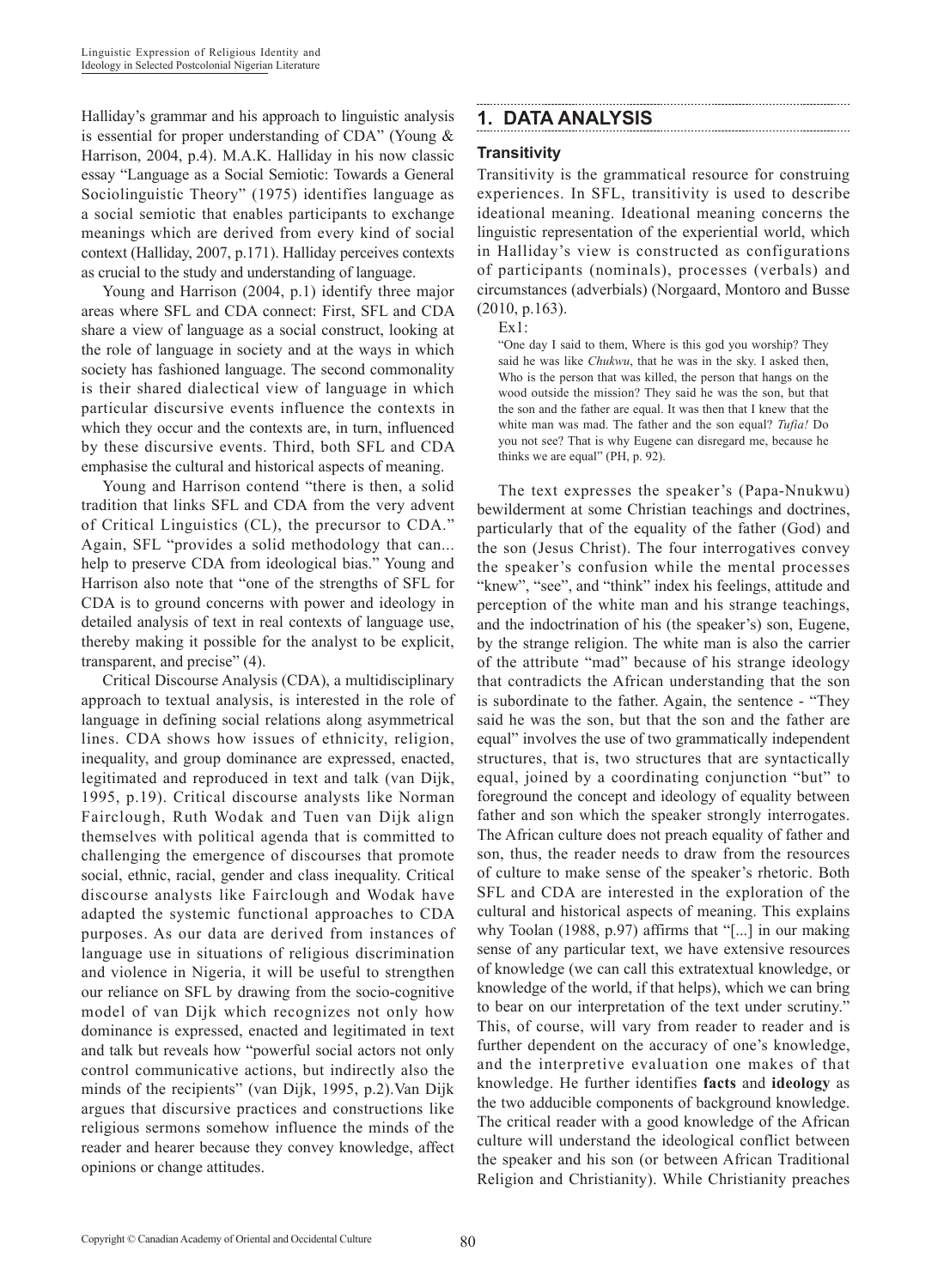Halliday's grammar and his approach to linguistic analysis is essential for proper understanding of CDA" (Young & Harrison, 2004, p.4). M.A.K. Halliday in his now classic essay "Language as a Social Semiotic: Towards a General Sociolinguistic Theory" (1975) identifies language as a social semiotic that enables participants to exchange meanings which are derived from every kind of social context (Halliday, 2007, p.171). Halliday perceives contexts as crucial to the study and understanding of language.

Young and Harrison (2004, p.1) identify three major areas where SFL and CDA connect: First, SFL and CDA share a view of language as a social construct, looking at the role of language in society and at the ways in which society has fashioned language. The second commonality is their shared dialectical view of language in which particular discursive events influence the contexts in which they occur and the contexts are, in turn, influenced by these discursive events. Third, both SFL and CDA emphasise the cultural and historical aspects of meaning.

Young and Harrison contend "there is then, a solid tradition that links SFL and CDA from the very advent of Critical Linguistics (CL), the precursor to CDA." Again, SFL "provides a solid methodology that can... help to preserve CDA from ideological bias." Young and Harrison also note that "one of the strengths of SFL for CDA is to ground concerns with power and ideology in detailed analysis of text in real contexts of language use, thereby making it possible for the analyst to be explicit, transparent, and precise" (4).

Critical Discourse Analysis (CDA), a multidisciplinary approach to textual analysis, is interested in the role of language in defining social relations along asymmetrical lines. CDA shows how issues of ethnicity, religion, inequality, and group dominance are expressed, enacted, legitimated and reproduced in text and talk (van Dijk, 1995, p.19). Critical discourse analysts like Norman Fairclough, Ruth Wodak and Tuen van Dijk align themselves with political agenda that is committed to challenging the emergence of discourses that promote social, ethnic, racial, gender and class inequality. Critical discourse analysts like Fairclough and Wodak have adapted the systemic functional approaches to CDA purposes. As our data are derived from instances of language use in situations of religious discrimination and violence in Nigeria, it will be useful to strengthen our reliance on SFL by drawing from the socio-cognitive model of van Dijk which recognizes not only how dominance is expressed, enacted and legitimated in text and talk but reveals how "powerful social actors not only control communicative actions, but indirectly also the minds of the recipients" (van Dijk, 1995, p.2).Van Dijk argues that discursive practices and constructions like religious sermons somehow influence the minds of the reader and hearer because they convey knowledge, affect opinions or change attitudes.

# 1. DATA ANALYSIS

### Transitivity

Transitivity is the grammatical resource for construing experiences. In SFL, transitivity is used to describe ideational meaning. Ideational meaning concerns the linguistic representation of the experiential world, which in Halliday's view is constructed as configurations of participants (nominals), processes (verbals) and circumstances (adverbials) (Norgaard, Montoro and Busse (2010, p.163).

Ex1:

> "One day I said to them, Where is this god you worship? They said he was like *Chukwu*, that he was in the sky. I asked then, Who is the person that was killed, the person that hangs on the wood outside the mission? They said he was the son, but that the son and the father are equal. It was then that I knew that the white man was mad. The father and the son equal? *Tufia!* Do you not see? That is why Eugene can disregard me, because he thinks we are equal" (PH, p. 92).

The text expresses the speaker's (Papa-Nnukwu) bewilderment at some Christian teachings and doctrines, particularly that of the equality of the father (God) and the son (Jesus Christ). The four interrogatives convey the speaker's confusion while the mental processes "knew", "see", and "think" index his feelings, attitude and perception of the white man and his strange teachings, and the indoctrination of his (the speaker's) son, Eugene, by the strange religion. The white man is also the carrier of the attribute "mad" because of his strange ideology that contradicts the African understanding that the son is subordinate to the father. Again, the sentence - "They said he was the son, but that the son and the father are equal" involves the use of two grammatically independent structures, that is, two structures that are syntactically equal, joined by a coordinating conjunction "but" to foreground the concept and ideology of equality between father and son which the speaker strongly interrogates. The African culture does not preach equality of father and son, thus, the reader needs to draw from the resources of culture to make sense of the speaker's rhetoric. Both SFL and CDA are interested in the exploration of the cultural and historical aspects of meaning. This explains why Toolan (1988, p.97) affirms that "[...] in our making sense of any particular text, we have extensive resources of knowledge (we can call this extratextual knowledge, or knowledge of the world, if that helps), which we can bring to bear on our interpretation of the text under scrutiny." This, of course, will vary from reader to reader and is further dependent on the accuracy of one's knowledge, and the interpretive evaluation one makes of that knowledge. He further identifies **facts** and **ideology** as the two adducible components of background knowledge. The critical reader with a good knowledge of the African culture will understand the ideological conflict between the speaker and his son (or between African Traditional Religion and Christianity). While Christianity preaches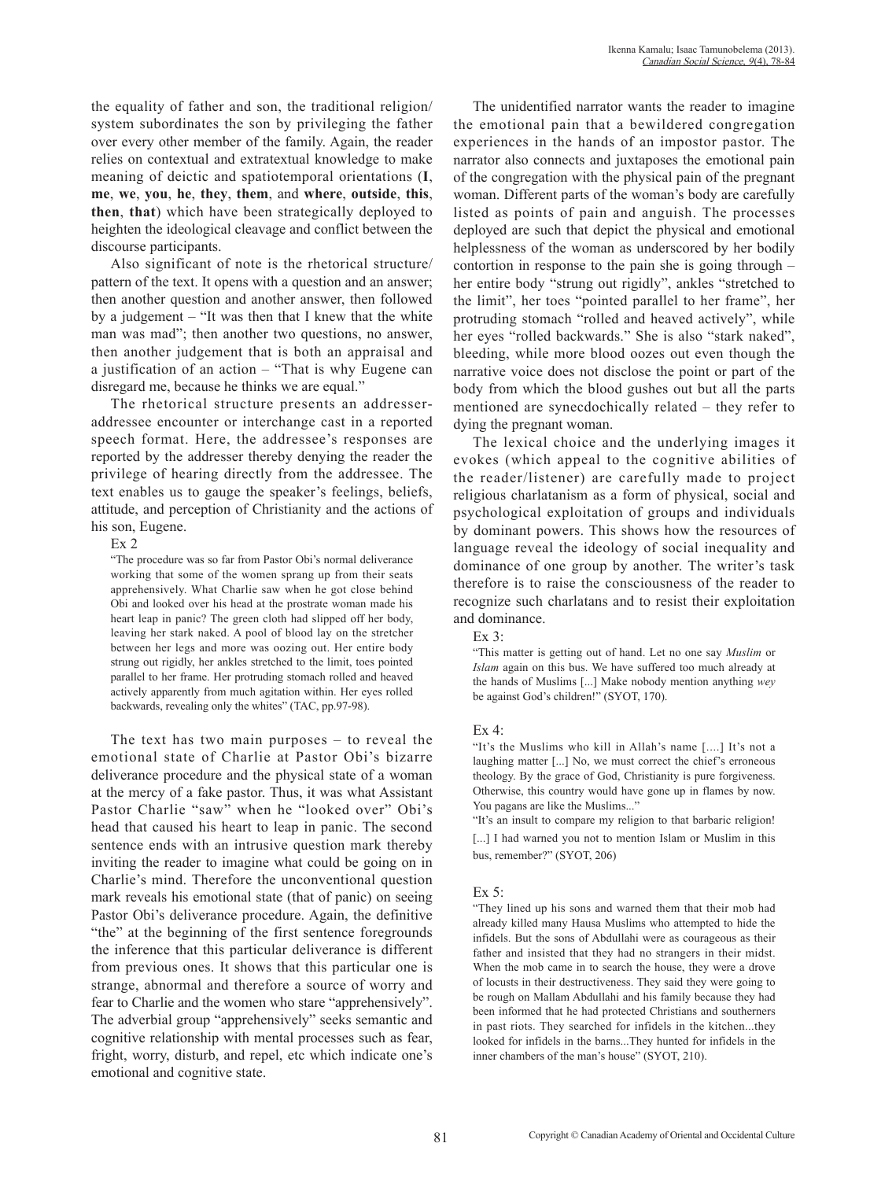the equality of father and son, the traditional religion/system subordinates the son by privileging the father over every other member of the family. Again, the reader relies on contextual and extratextual knowledge to make meaning of deictic and spatiotemporal orientations (**I**, **me**, **we**, **you**, **he**, **they**, **them**, and **where**, **outside**, **this**, **then**, **that**) which have been strategically deployed to heighten the ideological cleavage and conflict between the discourse participants.

Also significant of note is the rhetorical structure/pattern of the text. It opens with a question and an answer; then another question and another answer, then followed by a judgement – "It was then that I knew that the white man was mad"; then another two questions, no answer, then another judgement that is both an appraisal and a justification of an action – "That is why Eugene can disregard me, because he thinks we are equal."

The rhetorical structure presents an addresser-addressee encounter or interchange cast in a reported speech format. Here, the addressee's responses are reported by the addresser thereby denying the reader the privilege of hearing directly from the addressee. The text enables us to gauge the speaker's feelings, beliefs, attitude, and perception of Christianity and the actions of his son, Eugene.

Ex 2

> "The procedure was so far from Pastor Obi's normal deliverance working that some of the women sprang up from their seats apprehensively. What Charlie saw when he got close behind Obi and looked over his head at the prostrate woman made his heart leap in panic? The green cloth had slipped off her body, leaving her stark naked. A pool of blood lay on the stretcher between her legs and more was oozing out. Her entire body strung out rigidly, her ankles stretched to the limit, toes pointed parallel to her frame. Her protruding stomach rolled and heaved actively apparently from much agitation within. Her eyes rolled backwards, revealing only the whites" (TAC, pp.97-98).

The text has two main purposes – to reveal the emotional state of Charlie at Pastor Obi's bizarre deliverance procedure and the physical state of a woman at the mercy of a fake pastor. Thus, it was what Assistant Pastor Charlie "saw" when he "looked over" Obi's head that caused his heart to leap in panic. The second sentence ends with an intrusive question mark thereby inviting the reader to imagine what could be going on in Charlie's mind. Therefore the unconventional question mark reveals his emotional state (that of panic) on seeing Pastor Obi's deliverance procedure. Again, the definitive "the" at the beginning of the first sentence foregrounds the inference that this particular deliverance is different from previous ones. It shows that this particular one is strange, abnormal and therefore a source of worry and fear to Charlie and the women who stare "apprehensively". The adverbial group "apprehensively" seeks semantic and cognitive relationship with mental processes such as fear, fright, worry, disturb, and repel, etc which indicate one's emotional and cognitive state.

The unidentified narrator wants the reader to imagine the emotional pain that a bewildered congregation experiences in the hands of an impostor pastor. The narrator also connects and juxtaposes the emotional pain of the congregation with the physical pain of the pregnant woman. Different parts of the woman's body are carefully listed as points of pain and anguish. The processes deployed are such that depict the physical and emotional helplessness of the woman as underscored by her bodily contortion in response to the pain she is going through – her entire body "strung out rigidly", ankles "stretched to the limit", her toes "pointed parallel to her frame", her protruding stomach "rolled and heaved actively", while her eyes "rolled backwards." She is also "stark naked", bleeding, while more blood oozes out even though the narrative voice does not disclose the point or part of the body from which the blood gushes out but all the parts mentioned are synecdochically related – they refer to dying the pregnant woman.

The lexical choice and the underlying images it evokes (which appeal to the cognitive abilities of the reader/listener) are carefully made to project religious charlatanism as a form of physical, social and psychological exploitation of groups and individuals by dominant powers. This shows how the resources of language reveal the ideology of social inequality and dominance of one group by another. The writer's task therefore is to raise the consciousness of the reader to recognize such charlatans and to resist their exploitation and dominance.

Ex 3:

> "This matter is getting out of hand. Let no one say *Muslim* or *Islam* again on this bus. We have suffered too much already at the hands of Muslims [...] Make nobody mention anything *wey* be against God's children!" (SYOT, 170).

Ex 4:

> "It's the Muslims who kill in Allah's name [....] It's not a laughing matter [...] No, we must correct the chief's erroneous theology. By the grace of God, Christianity is pure forgiveness. Otherwise, this country would have gone up in flames by now. You pagans are like the Muslims..."
>
> "It's an insult to compare my religion to that barbaric religion! [...] I had warned you not to mention Islam or Muslim in this bus, remember?" (SYOT, 206)

Ex 5:

> "They lined up his sons and warned them that their mob had already killed many Hausa Muslims who attempted to hide the infidels. But the sons of Abdullahi were as courageous as their father and insisted that they had no strangers in their midst. When the mob came in to search the house, they were a drove of locusts in their destructiveness. They said they were going to be rough on Mallam Abdullahi and his family because they had been informed that he had protected Christians and southerners in past riots. They searched for infidels in the kitchen...they looked for infidels in the barns...They hunted for infidels in the inner chambers of the man's house" (SYOT, 210).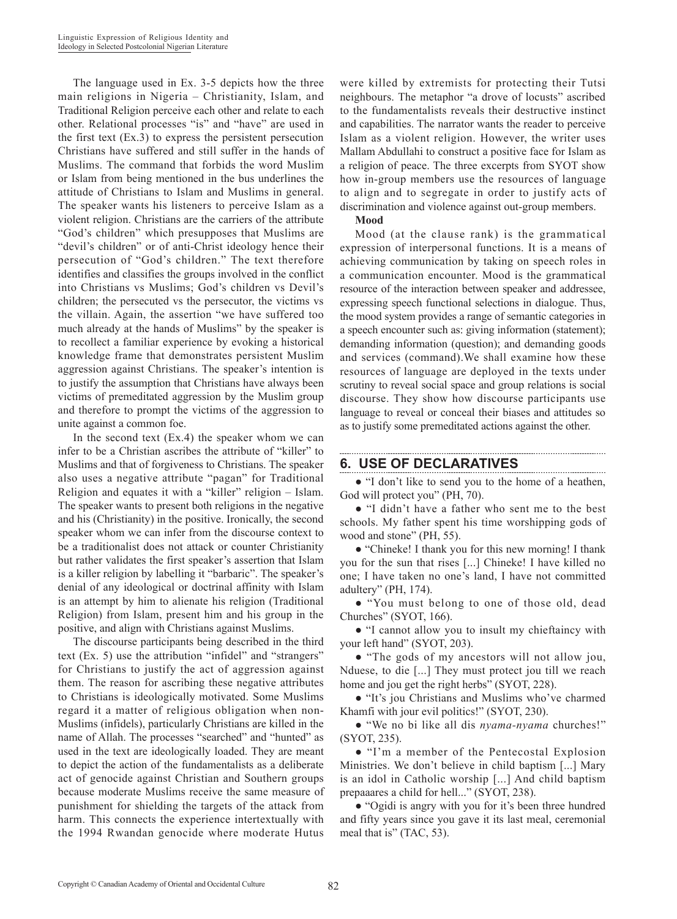The language used in Ex. 3-5 depicts how the three main religions in Nigeria – Christianity, Islam, and Traditional Religion perceive each other and relate to each other. Relational processes "is" and "have" are used in the first text (Ex.3) to express the persistent persecution Christians have suffered and still suffer in the hands of Muslims. The command that forbids the word Muslim or Islam from being mentioned in the bus underlines the attitude of Christians to Islam and Muslims in general. The speaker wants his listeners to perceive Islam as a violent religion. Christians are the carriers of the attribute "God's children" which presupposes that Muslims are "devil's children" or of anti-Christ ideology hence their persecution of "God's children." The text therefore identifies and classifies the groups involved in the conflict into Christians vs Muslims; God's children vs Devil's children; the persecuted vs the persecutor, the victims vs the villain. Again, the assertion "we have suffered too much already at the hands of Muslims" by the speaker is to recollect a familiar experience by evoking a historical knowledge frame that demonstrates persistent Muslim aggression against Christians. The speaker's intention is to justify the assumption that Christians have always been victims of premeditated aggression by the Muslim group and therefore to prompt the victims of the aggression to unite against a common foe.

In the second text (Ex.4) the speaker whom we can infer to be a Christian ascribes the attribute of "killer" to Muslims and that of forgiveness to Christians. The speaker also uses a negative attribute "pagan" for Traditional Religion and equates it with a "killer" religion – Islam. The speaker wants to present both religions in the negative and his (Christianity) in the positive. Ironically, the second speaker whom we can infer from the discourse context to be a traditionalist does not attack or counter Christianity but rather validates the first speaker's assertion that Islam is a killer religion by labelling it "barbaric". The speaker's denial of any ideological or doctrinal affinity with Islam is an attempt by him to alienate his religion (Traditional Religion) from Islam, present him and his group in the positive, and align with Christians against Muslims.

The discourse participants being described in the third text (Ex. 5) use the attribution "infidel" and "strangers" for Christians to justify the act of aggression against them. The reason for ascribing these negative attributes to Christians is ideologically motivated. Some Muslims regard it a matter of religious obligation when non-Muslims (infidels), particularly Christians are killed in the name of Allah. The processes "searched" and "hunted" as used in the text are ideologically loaded. They are meant to depict the action of the fundamentalists as a deliberate act of genocide against Christian and Southern groups because moderate Muslims receive the same measure of punishment for shielding the targets of the attack from harm. This connects the experience intertextually with the 1994 Rwandan genocide where moderate Hutus were killed by extremists for protecting their Tutsi neighbours. The metaphor "a drove of locusts" ascribed to the fundamentalists reveals their destructive instinct and capabilities. The narrator wants the reader to perceive Islam as a violent religion. However, the writer uses Mallam Abdullahi to construct a positive face for Islam as a religion of peace. The three excerpts from SYOT show how in-group members use the resources of language to align and to segregate in order to justify acts of discrimination and violence against out-group members.

**Mood**

Mood (at the clause rank) is the grammatical expression of interpersonal functions. It is a means of achieving communication by taking on speech roles in a communication encounter. Mood is the grammatical resource of the interaction between speaker and addressee, expressing speech functional selections in dialogue. Thus, the mood system provides a range of semantic categories in a speech encounter such as: giving information (statement); demanding information (question); and demanding goods and services (command).We shall examine how these resources of language are deployed in the texts under scrutiny to reveal social space and group relations is social discourse. They show how discourse participants use language to reveal or conceal their biases and attitudes so as to justify some premeditated actions against the other.

## 6. USE OF DECLARATIVES

- "I don't like to send you to the home of a heathen, God will protect you" (PH, 70).
- "I didn't have a father who sent me to the best schools. My father spent his time worshipping gods of wood and stone" (PH, 55).
- "Chineke! I thank you for this new morning! I thank you for the sun that rises [...] Chineke! I have killed no one; I have taken no one's land, I have not committed adultery" (PH, 174).
- "You must belong to one of those old, dead Churches" (SYOT, 166).
- "I cannot allow you to insult my chieftaincy with your left hand" (SYOT, 203).
- "The gods of my ancestors will not allow jou, Nduese, to die [...] They must protect jou till we reach home and jou get the right herbs" (SYOT, 228).
- "It's jou Christians and Muslims who've charmed Khamfi with jour evil politics!" (SYOT, 230).
- "We no bi like all dis *nyama-nyama* churches!" (SYOT, 235).
- "I'm a member of the Pentecostal Explosion Ministries. We don't believe in child baptism [...] Mary is an idol in Catholic worship [...] And child baptism prepaaares a child for hell..." (SYOT, 238).
- "Ogidi is angry with you for it's been three hundred and fifty years since you gave it its last meal, ceremonial meal that is" (TAC, 53).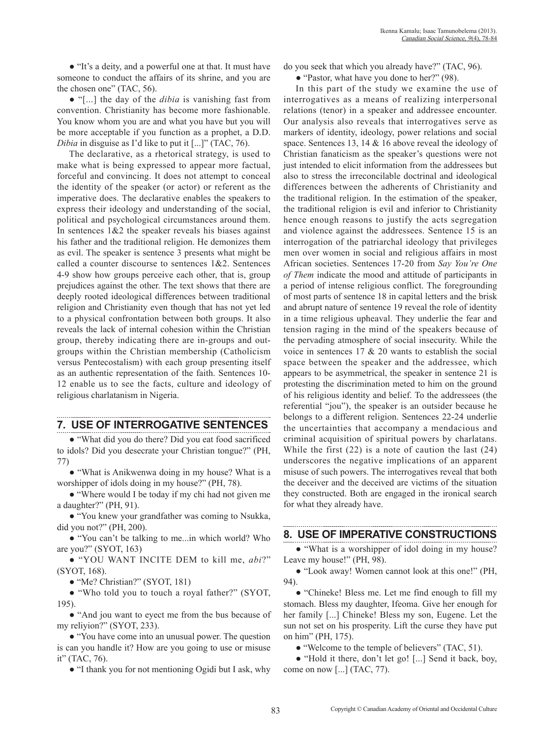● "It's a deity, and a powerful one at that. It must have someone to conduct the affairs of its shrine, and you are the chosen one" (TAC, 56).

● "[...] the day of the *dibia* is vanishing fast from convention. Christianity has become more fashionable. You know whom you are and what you have but you will be more acceptable if you function as a prophet, a D.D. *Dibia* in disguise as I'd like to put it [...]" (TAC, 76).

The declarative, as a rhetorical strategy, is used to make what is being expressed to appear more factual, forceful and convincing. It does not attempt to conceal the identity of the speaker (or actor) or referent as the imperative does. The declarative enables the speakers to express their ideology and understanding of the social, political and psychological circumstances around them. In sentences 1&2 the speaker reveals his biases against his father and the traditional religion. He demonizes them as evil. The speaker is sentence 3 presents what might be called a counter discourse to sentences 1&2. Sentences 4-9 show how groups perceive each other, that is, group prejudices against the other. The text shows that there are deeply rooted ideological differences between traditional religion and Christianity even though that has not yet led to a physical confrontation between both groups. It also reveals the lack of internal cohesion within the Christian group, thereby indicating there are in-groups and out-groups within the Christian membership (Catholicism versus Pentecostalism) with each group presenting itself as an authentic representation of the faith. Sentences 10-12 enable us to see the facts, culture and ideology of religious charlatanism in Nigeria.

## 7. USE OF INTERROGATIVE SENTENCES

● "What did you do there? Did you eat food sacrificed to idols? Did you desecrate your Christian tongue?" (PH, 77)

● "What is Anikwenwa doing in my house? What is a worshipper of idols doing in my house?" (PH, 78).

● "Where would I be today if my chi had not given me a daughter?" (PH, 91).

● "You knew your grandfather was coming to Nsukka, did you not?" (PH, 200).

● "You can't be talking to me...in which world? Who are you?" (SYOT, 163)

● "YOU WANT INCITE DEM to kill me, *abi*?" (SYOT, 168).

● "Me? Christian?" (SYOT, 181)

● "Who told you to touch a royal father?" (SYOT, 195).

● "And jou want to eyect me from the bus because of my reliyion?" (SYOT, 233).

● "You have come into an unusual power. The question is can you handle it? How are you going to use or misuse it" (TAC, 76).

● "I thank you for not mentioning Ogidi but I ask, why do you seek that which you already have?" (TAC, 96).

● "Pastor, what have you done to her?" (98).

In this part of the study we examine the use of interrogatives as a means of realizing interpersonal relations (tenor) in a speaker and addressee encounter. Our analysis also reveals that interrogatives serve as markers of identity, ideology, power relations and social space. Sentences 13, 14 & 16 above reveal the ideology of Christian fanaticism as the speaker's questions were not just intended to elicit information from the addressees but also to stress the irreconcilable doctrinal and ideological differences between the adherents of Christianity and the traditional religion. In the estimation of the speaker, the traditional religion is evil and inferior to Christianity hence enough reasons to justify the acts segregation and violence against the addressees. Sentence 15 is an interrogation of the patriarchal ideology that privileges men over women in social and religious affairs in most African societies. Sentences 17-20 from *Say You're One of Them* indicate the mood and attitude of participants in a period of intense religious conflict. The foregrounding of most parts of sentence 18 in capital letters and the brisk and abrupt nature of sentence 19 reveal the role of identity in a time religious upheaval. They underlie the fear and tension raging in the mind of the speakers because of the pervading atmosphere of social insecurity. While the voice in sentences 17 & 20 wants to establish the social space between the speaker and the addressee, which appears to be asymmetrical, the speaker in sentence 21 is protesting the discrimination meted to him on the ground of his religious identity and belief. To the addressees (the referential "jou"), the speaker is an outsider because he belongs to a different religion. Sentences 22-24 underlie the uncertainties that accompany a mendacious and criminal acquisition of spiritual powers by charlatans. While the first (22) is a note of caution the last (24) underscores the negative implications of an apparent misuse of such powers. The interrogatives reveal that both the deceiver and the deceived are victims of the situation they constructed. Both are engaged in the ironical search for what they already have.

## 8. USE OF IMPERATIVE CONSTRUCTIONS

● "What is a worshipper of idol doing in my house? Leave my house!" (PH, 98).

● "Look away! Women cannot look at this one!" (PH, 94).

● "Chineke! Bless me. Let me find enough to fill my stomach. Bless my daughter, Ifeoma. Give her enough for her family [...] Chineke! Bless my son, Eugene. Let the sun not set on his prosperity. Lift the curse they have put on him" (PH, 175).

● "Welcome to the temple of believers" (TAC, 51).

● "Hold it there, don't let go! [...] Send it back, boy, come on now [...] (TAC, 77).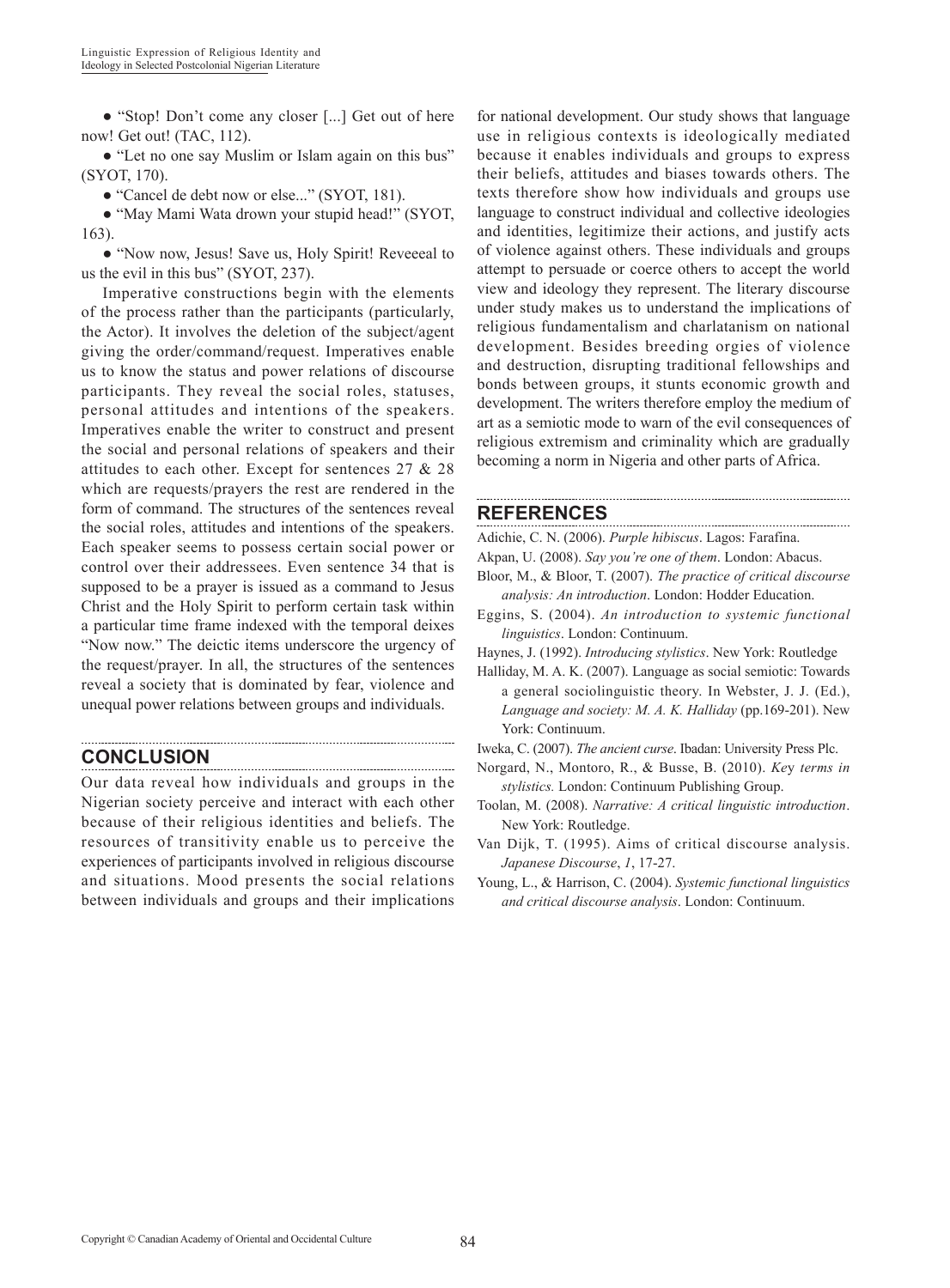- "Stop! Don't come any closer [...] Get out of here now! Get out! (TAC, 112).
- "Let no one say Muslim or Islam again on this bus" (SYOT, 170).
- "Cancel de debt now or else..." (SYOT, 181).
- "May Mami Wata drown your stupid head!" (SYOT, 163).
- "Now now, Jesus! Save us, Holy Spirit! Reveeeal to us the evil in this bus" (SYOT, 237).

Imperative constructions begin with the elements of the process rather than the participants (particularly, the Actor). It involves the deletion of the subject/agent giving the order/command/request. Imperatives enable us to know the status and power relations of discourse participants. They reveal the social roles, statuses, personal attitudes and intentions of the speakers. Imperatives enable the writer to construct and present the social and personal relations of speakers and their attitudes to each other. Except for sentences 27 & 28 which are requests/prayers the rest are rendered in the form of command. The structures of the sentences reveal the social roles, attitudes and intentions of the speakers. Each speaker seems to possess certain social power or control over their addressees. Even sentence 34 that is supposed to be a prayer is issued as a command to Jesus Christ and the Holy Spirit to perform certain task within a particular time frame indexed with the temporal deixes "Now now." The deictic items underscore the urgency of the request/prayer. In all, the structures of the sentences reveal a society that is dominated by fear, violence and unequal power relations between groups and individuals.

## CONCLUSION

Our data reveal how individuals and groups in the Nigerian society perceive and interact with each other because of their religious identities and beliefs. The resources of transitivity enable us to perceive the experiences of participants involved in religious discourse and situations. Mood presents the social relations between individuals and groups and their implications for national development. Our study shows that language use in religious contexts is ideologically mediated because it enables individuals and groups to express their beliefs, attitudes and biases towards others. The texts therefore show how individuals and groups use language to construct individual and collective ideologies and identities, legitimize their actions, and justify acts of violence against others. These individuals and groups attempt to persuade or coerce others to accept the world view and ideology they represent. The literary discourse under study makes us to understand the implications of religious fundamentalism and charlatanism on national development. Besides breeding orgies of violence and destruction, disrupting traditional fellowships and bonds between groups, it stunts economic growth and development. The writers therefore employ the medium of art as a semiotic mode to warn of the evil consequences of religious extremism and criminality which are gradually becoming a norm in Nigeria and other parts of Africa.

## REFERENCES

Adichie, C. N. (2006). *Purple hibiscus*. Lagos: Farafina.

Akpan, U. (2008). *Say you're one of them*. London: Abacus.

Bloor, M., & Bloor, T. (2007). *The practice of critical discourse analysis: An introduction*. London: Hodder Education.

Eggins, S. (2004). *An introduction to systemic functional linguistics*. London: Continuum.

Haynes, J. (1992). *Introducing stylistics*. New York: Routledge

Halliday, M. A. K. (2007). Language as social semiotic: Towards a general sociolinguistic theory. In Webster, J. J. (Ed.), *Language and society: M. A. K. Halliday* (pp.169-201). New York: Continuum.

Iweka, C. (2007). *The ancient curse*. Ibadan: University Press Plc.

Norgard, N., Montoro, R., & Busse, B. (2010). *Key terms in stylistics.* London: Continuum Publishing Group.

Toolan, M. (2008). *Narrative: A critical linguistic introduction*. New York: Routledge.

Van Dijk, T. (1995). Aims of critical discourse analysis. *Japanese Discourse*, *1*, 17-27.

Young, L., & Harrison, C. (2004). *Systemic functional linguistics and critical discourse analysis*. London: Continuum.